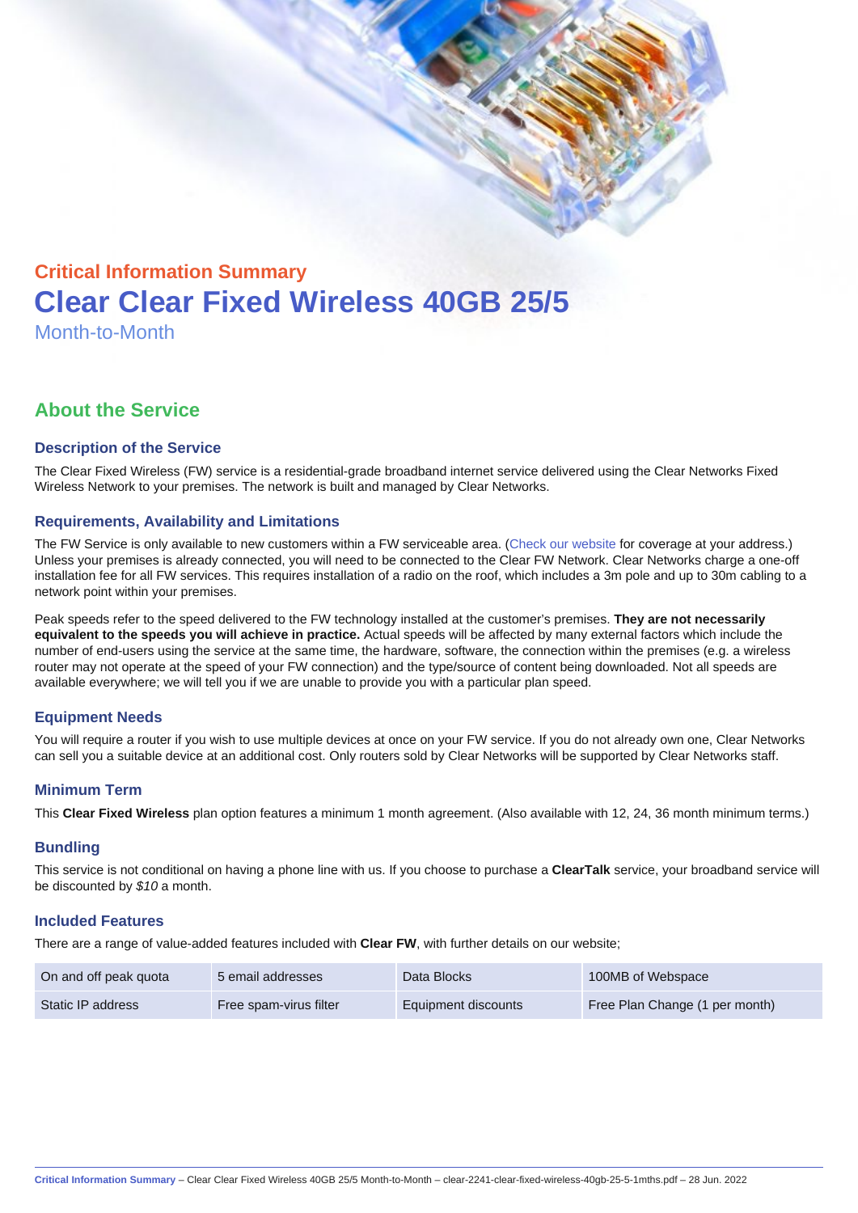## Critical Information Summary

# Clear Clear Fixed Wireless 40GB 25/5

Month-to-Month

## About the Service

### Description of the Service

The Clear Fixed Wireless (FW) service is a residential-grade broadband internet service delivered using the Clear Networks Fixed Wireless Network to your premises. The network is built and managed by Clear Networks.

### Requirements, Availability and Limitations

The FW Service is only available to new customers within a FW serviceable area. (Check our website for coverage at your address.) Unless your premises is already connected, you will need to be connected to the Clear FW Network. Clear Networks charge a one-off installation fee for all FW services. This requires installation of a radio on the roof, which includes a 3m pole and up to 30m cabling to a network point within your premises.

Peak speeds refer to the speed delivered to the FW technology installed at the customer's premises. **They are not necessarily equivalent to the speeds you will achieve in practice.** Actual speeds will be affected by many external factors which include the number of end-users using the service at the same time, the hardware, software, the connection within the premises (e.g. a wireless router may not operate at the speed of your FW connection) and the type/source of content being downloaded. Not all speeds are available everywhere; we will tell you if we are unable to provide you with a particular plan speed.

### Equipment Needs

You will require a router if you wish to use multiple devices at once on your FW service. If you do not already own one, Clear Networks can sell you a suitable device at an additional cost. Only routers sold by Clear Networks will be supported by Clear Networks staff.

### Minimum Term

This **Clear Fixed Wireless** plan option features a minimum 1 month agreement. (Also available with 12, 24, 36 month minimum terms.)

### Bundling

This service is not conditional on having a phone line with us. If you choose to purchase a **ClearTalk** service, your broadband service will be discounted by *$10* a month.

### Included Features

There are a range of value-added features included with **Clear FW**, with further details on our website;

| | | | |
|---|---|---|---|
| On and off peak quota | 5 email addresses | Data Blocks | 100MB of Webspace |
| Static IP address | Free spam-virus filter | Equipment discounts | Free Plan Change (1 per month) |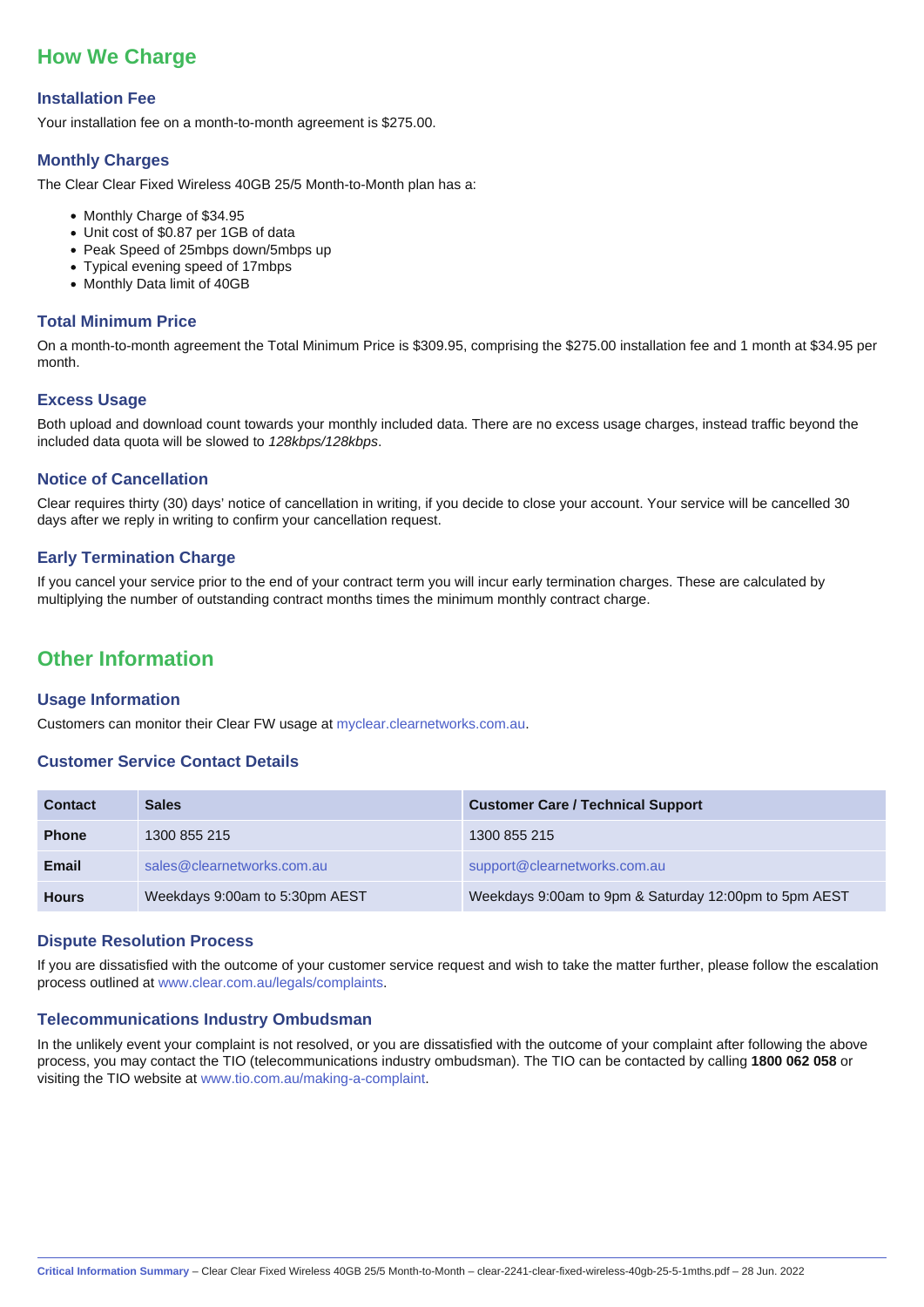## How We Charge

### Installation Fee

Your installation fee on a month-to-month agreement is $275.00.

### Monthly Charges

The Clear Clear Fixed Wireless 40GB 25/5 Month-to-Month plan has a:

- Monthly Charge of $34.95
- Unit cost of $0.87 per 1GB of data
- Peak Speed of 25mbps down/5mbps up
- Typical evening speed of 17mbps
- Monthly Data limit of 40GB

### Total Minimum Price

On a month-to-month agreement the Total Minimum Price is $309.95, comprising the $275.00 installation fee and 1 month at $34.95 per month.

### Excess Usage

Both upload and download count towards your monthly included data. There are no excess usage charges, instead traffic beyond the included data quota will be slowed to *128kbps/128kbps*.

### Notice of Cancellation

Clear requires thirty (30) days' notice of cancellation in writing, if you decide to close your account. Your service will be cancelled 30 days after we reply in writing to confirm your cancellation request.

### Early Termination Charge

If you cancel your service prior to the end of your contract term you will incur early termination charges. These are calculated by multiplying the number of outstanding contract months times the minimum monthly contract charge.

## Other Information

### Usage Information

Customers can monitor their Clear FW usage at myclear.clearnetworks.com.au.

### Customer Service Contact Details

| Contact | Sales | Customer Care / Technical Support |
|---|---|---|
| **Phone** | 1300 855 215 | 1300 855 215 |
| **Email** | sales@clearnetworks.com.au | support@clearnetworks.com.au |
| **Hours** | Weekdays 9:00am to 5:30pm AEST | Weekdays 9:00am to 9pm & Saturday 12:00pm to 5pm AEST |

### Dispute Resolution Process

If you are dissatisfied with the outcome of your customer service request and wish to take the matter further, please follow the escalation process outlined at www.clear.com.au/legals/complaints.

### Telecommunications Industry Ombudsman

In the unlikely event your complaint is not resolved, or you are dissatisfied with the outcome of your complaint after following the above process, you may contact the TIO (telecommunications industry ombudsman). The TIO can be contacted by calling **1800 062 058** or visiting the TIO website at www.tio.com.au/making-a-complaint.